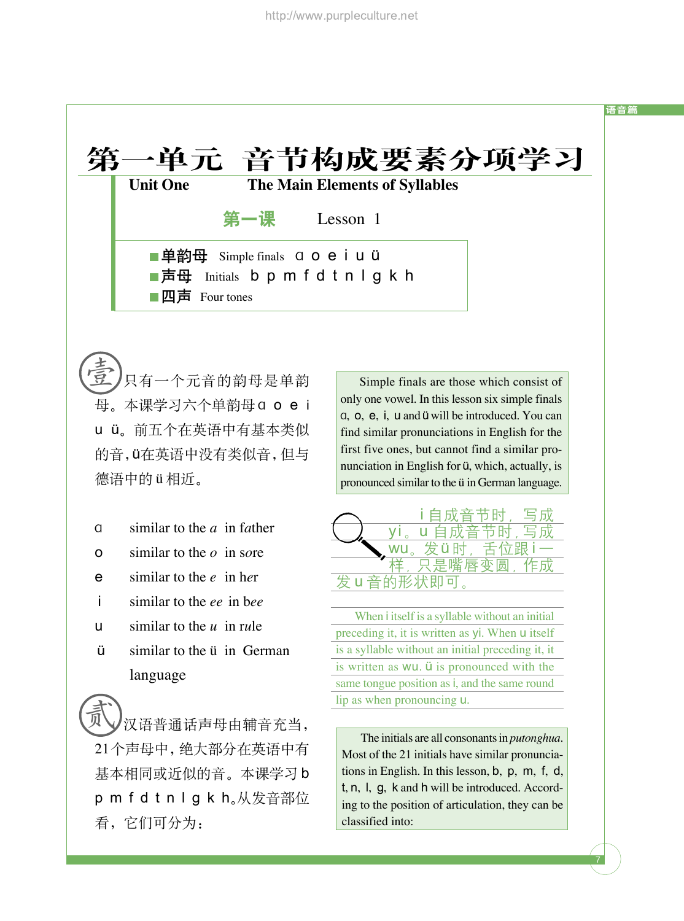# 第一单元　音节构成要素分项学习

**Unit One　　The Main Elements of Syllables**

## 第一课　　Lesson 1

- **单韵母** Simple finals ɑ o e i u ü
- **声母** Initials b p m f d t n l g k h
- **四声** Four tones

壹 只有一个元音的韵母是单韵母。本课学习六个单韵母ɑ o e i u ü。前五个在英语中有基本类似的音，ü在英语中没有类似音，但与德语中的ü相近。

Simple finals are those which consist of only one vowel. In this lesson six simple finals ɑ, o, e, i, u and ü will be introduced. You can find similar pronunciations in English for the first five ones, but cannot find a similar pronunciation in English for ü, which, actually, is pronounced similar to the ü in German language.

ɑ　similar to the *a* in f*a*ther

o　similar to the *o* in s*o*re

e　similar to the *e* in h*e*r

i　similar to the *ee* in b*ee*

u　similar to the *u* in r*u*le

ü　similar to the ü in German language

i 自成音节时，写成 yi。u 自成音节时，写成 wu。发 ü 时，舌位跟 i 一样，只是嘴唇变圆，作成发 u 音的形状即可。

When i itself is a syllable without an initial preceding it, it is written as yi. When u itself is a syllable without an initial preceding it, it is written as wu. ü is pronounced with the same tongue position as i, and the same round lip as when pronouncing u.

贰 汉语普通话声母由辅音充当，21个声母中，绝大部分在英语中有基本相同或近似的音。本课学习 b p m f d t n l g k h。从发音部位看，它们可分为：

The initials are all consonants in *putonghua*. Most of the 21 initials have similar pronunciations in English. In this lesson, b, p, m, f, d, t, n, l, g, k and h will be introduced. According to the position of articulation, they can be classified into: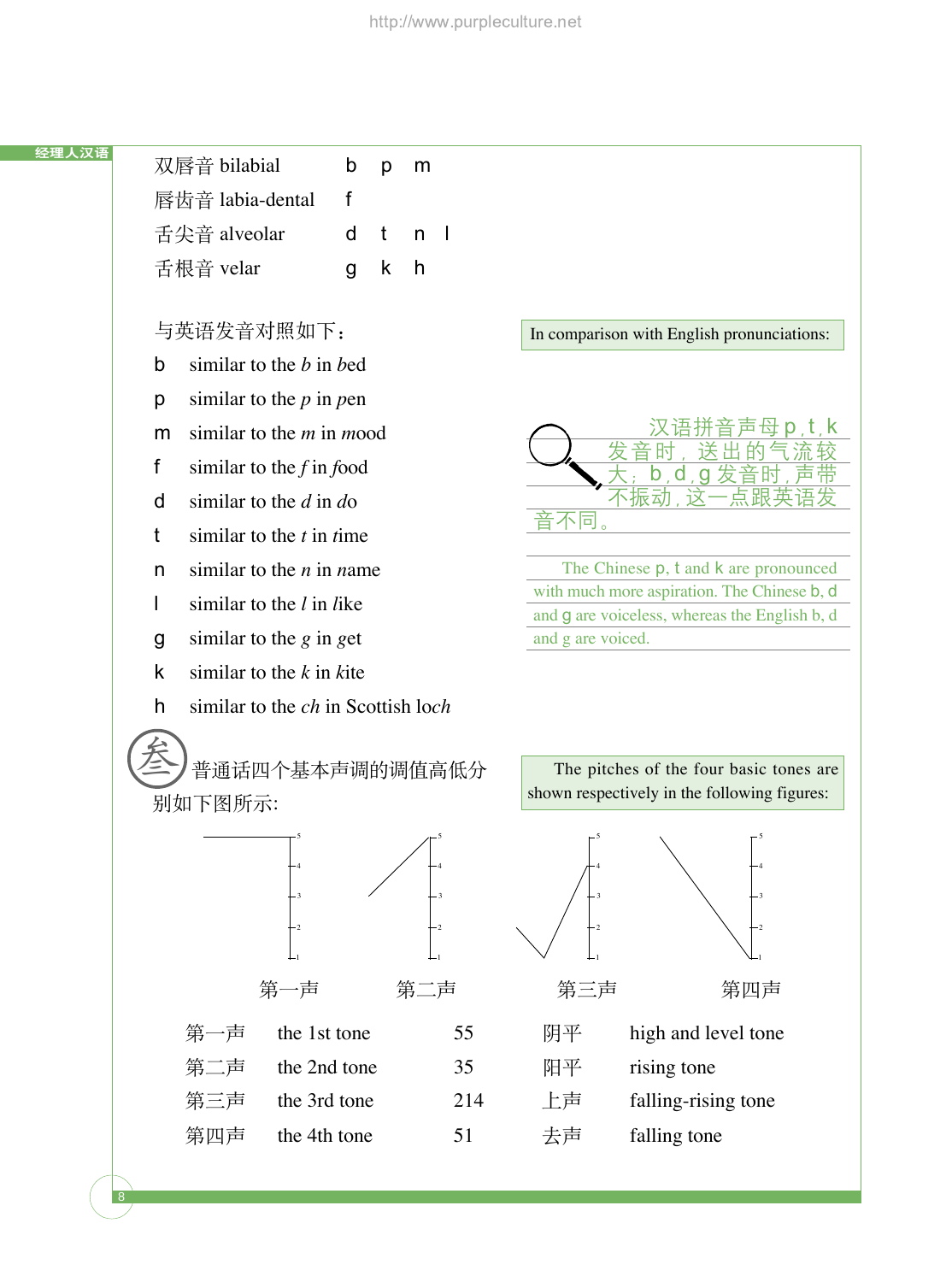| | |
|---|---|
| 双唇音 bilabial | b p m |
| 唇齿音 labia-dental | f |
| 舌尖音 alveolar | d t n l |
| 舌根音 velar | g k h |

与英语发音对照如下：

In comparison with English pronunciations:

b similar to the *b* in *bed*

p similar to the *p* in *pen*

m similar to the *m* in *mood*

f similar to the *f* in *food*

d similar to the *d* in *do*

t similar to the *t* in *time*

n similar to the *n* in *name*

l similar to the *l* in *like*

g similar to the *g* in *get*

k similar to the *k* in *kite*

h similar to the *ch* in Scottish lo*ch*

汉语拼音声母 p , t , k 发音时，送出的气流较大；b , d , g 发音时，声带不振动，这一点跟英语发音不同。

The Chinese p, t and k are pronounced with much more aspiration. The Chinese b, d and g are voiceless, whereas the English b, d and g are voiced.

## 叁 普通话四个基本声调的调值高低分别如下图所示:

The pitches of the four basic tones are shown respectively in the following figures:

第一声 第二声 第三声 第四声

| | | | | |
|---|---|---|---|---|
| 第一声 | the 1st tone | 55 | 阴平 | high and level tone |
| 第二声 | the 2nd tone | 35 | 阳平 | rising tone |
| 第三声 | the 3rd tone | 214 | 上声 | falling-rising tone |
| 第四声 | the 4th tone | 51 | 去声 | falling tone |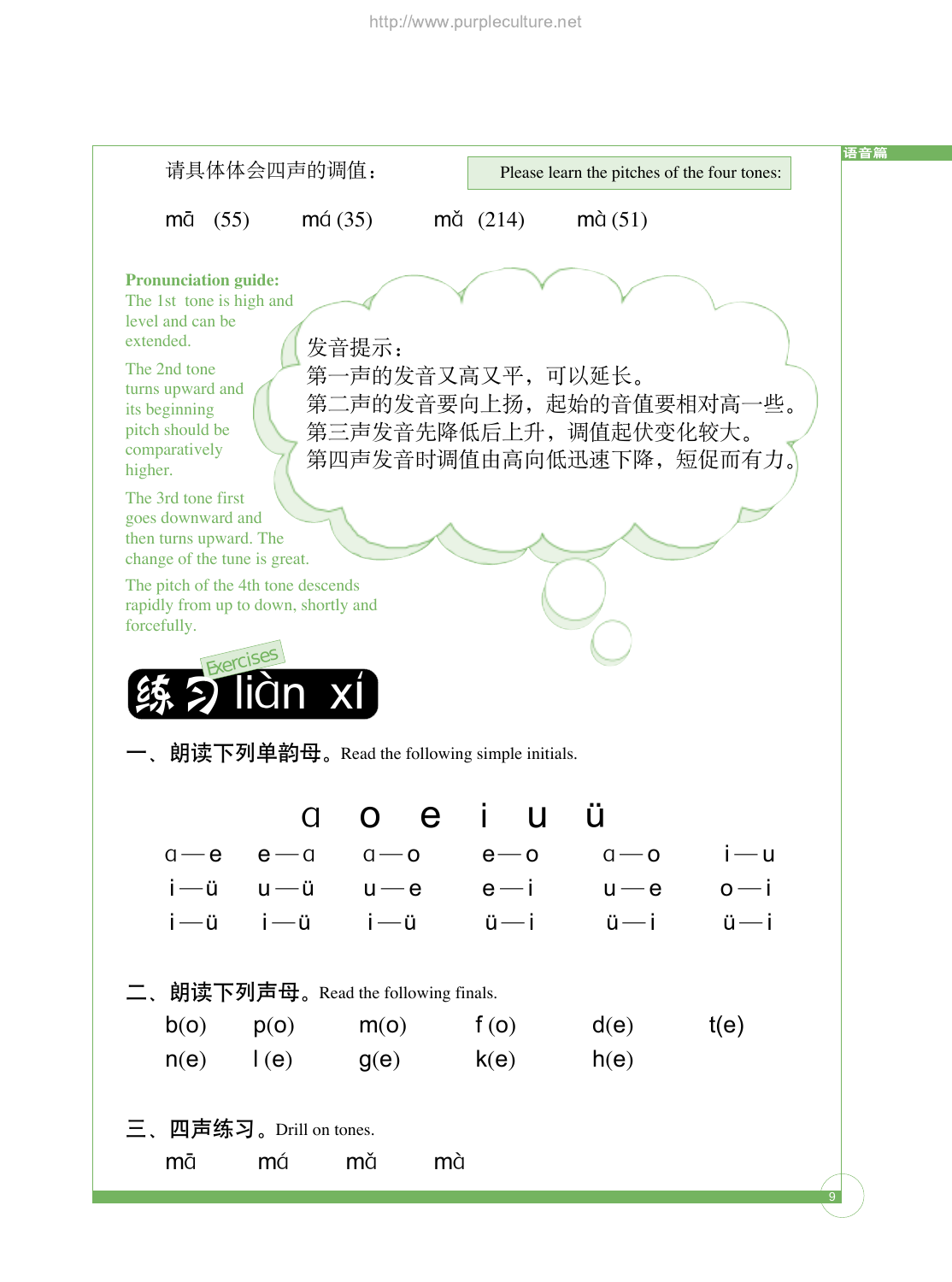请具体体会四声的调值：

Please learn the pitches of the four tones:

mā (55)　　má (35)　　mǎ (214)　　mà (51)

**Pronunciation guide:**

The 1st tone is high and level and can be extended.

The 2nd tone turns upward and its beginning pitch should be comparatively higher.

The 3rd tone first goes downward and then turns upward. The change of the tune is great.

The pitch of the 4th tone descends rapidly from up to down, shortly and forcefully.

发音提示：
第一声的发音又高又平，可以延长。
第二声的发音要向上扬，起始的音值要相对高一些。
第三声发音先降低后上升，调值起伏变化较大。
第四声发音时调值由高向低迅速下降，短促而有力。

## 练习 liàn xí (Exercises)

### 一、朗读下列单韵母。Read the following simple initials.

ɑ　o　e　i　u　ü

| | | | | | |
|---|---|---|---|---|---|
| ɑ—e | e—ɑ | ɑ—o | e—o | ɑ—o | i—u |
| i—ü | u—ü | u—e | e—i | u—e | o—i |
| i—ü | i—ü | i—ü | ü—i | ü—i | ü—i |

### 二、朗读下列声母。Read the following finals.

| | | | | | |
|---|---|---|---|---|---|
| b(o) | p(o) | m(o) | f (o) | d(e) | t(e) |
| n(e) | l (e) | g(e) | k(e) | h(e) | |

### 三、四声练习。Drill on tones.

mā　má　mǎ　mà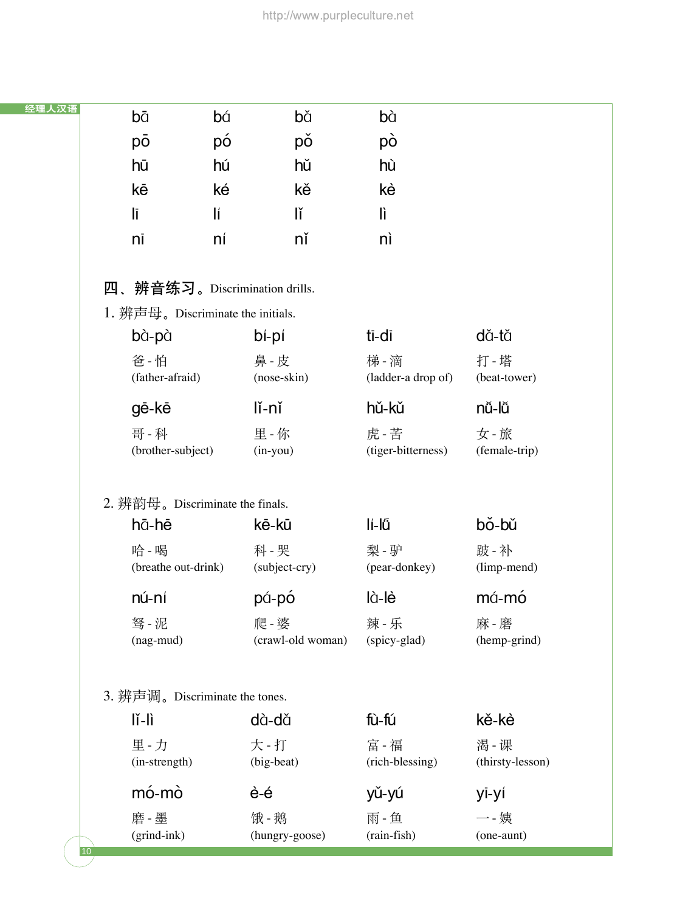| | | | |
|---|---|---|---|
| bā | bá | bǎ | bà |
| pō | pó | pǒ | pò |
| hū | hú | hǔ | hù |
| kē | ké | kě | kè |
| lī | lí | lǐ | lì |
| nī | ní | nǐ | nì |

## 四、辨音练习。Discrimination drills.

### 1. 辨声母。Discriminate the initials.

| | | | |
|---|---|---|---|
| bà-pà<br>爸 - 怕<br>(father-afraid) | bí-pí<br>鼻 - 皮<br>(nose-skin) | tī-dī<br>梯 - 滴<br>(ladder-a drop of) | dǎ-tǎ<br>打 - 塔<br>(beat-tower) |
| gē-kē<br>哥 - 科<br>(brother-subject) | lǐ-nǐ<br>里 - 你<br>(in-you) | hǔ-kǔ<br>虎 - 苦<br>(tiger-bitterness) | nǚ-lǚ<br>女 - 旅<br>(female-trip) |

### 2. 辨韵母。Discriminate the finals.

| | | | |
|---|---|---|---|
| hā-hē<br>哈 - 喝<br>(breathe out-drink) | kē-kū<br>科 - 哭<br>(subject-cry) | lí-lǘ<br>梨 - 驴<br>(pear-donkey) | bǒ-bǔ<br>跛 - 补<br>(limp-mend) |
| nú-ní<br>驽 - 泥<br>(nag-mud) | pá-pó<br>爬 - 婆<br>(crawl-old woman) | là-lè<br>辣 - 乐<br>(spicy-glad) | má-mó<br>麻 - 磨<br>(hemp-grind) |

### 3. 辨声调。Discriminate the tones.

| | | | |
|---|---|---|---|
| lǐ-lì<br>里 - 力<br>(in-strength) | dà-dǎ<br>大 - 打<br>(big-beat) | fù-fú<br>富 - 福<br>(rich-blessing) | kě-kè<br>渴 - 课<br>(thirsty-lesson) |
| mó-mò<br>磨 - 墨<br>(grind-ink) | è-é<br>饿 - 鹅<br>(hungry-goose) | yǔ-yú<br>雨 - 鱼<br>(rain-fish) | yī-yí<br>一 - 姨<br>(one-aunt) |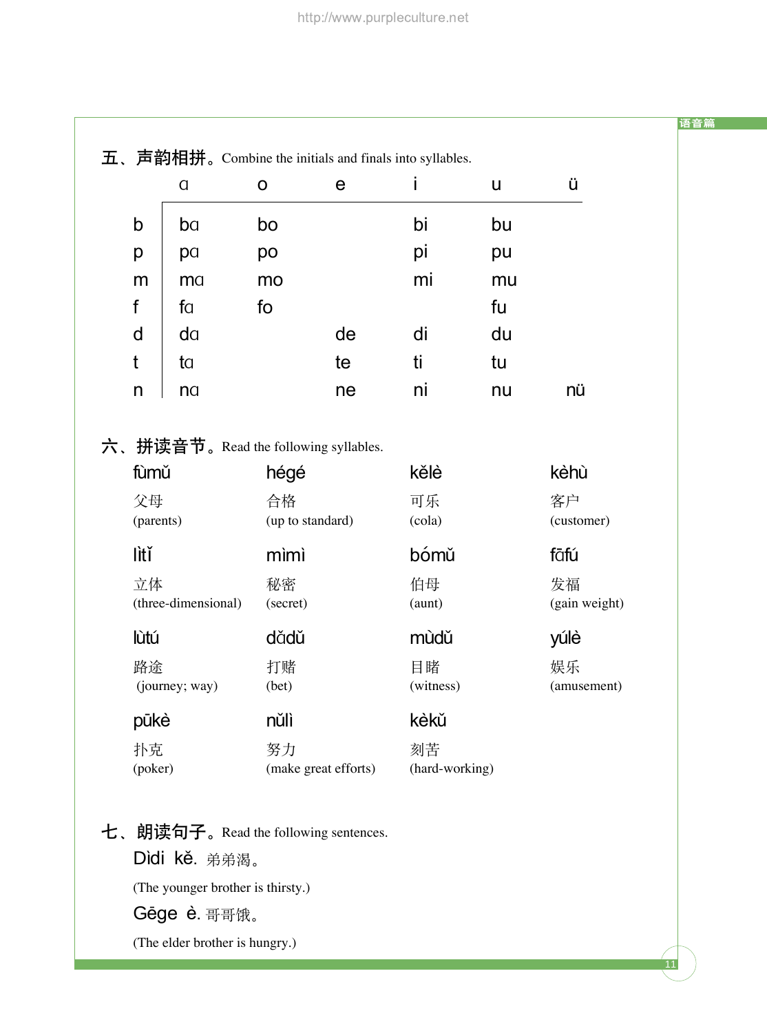五、声韵相拼。Combine the initials and finals into syllables.

| | ɑ | o | e | i | u | ü |
|---|---|---|---|---|---|---|
| b | bɑ | bo | | bi | bu | |
| p | pɑ | po | | pi | pu | |
| m | mɑ | mo | | mi | mu | |
| f | fɑ | fo | | | fu | |
| d | dɑ | | de | di | du | |
| t | tɑ | | te | ti | tu | |
| n | nɑ | | ne | ni | nu | nü |

六、拼读音节。Read the following syllables.

| | | | |
|---|---|---|---|
| fùmǔ<br>父母<br>(parents) | hégé<br>合格<br>(up to standard) | kělè<br>可乐<br>(cola) | kèhù<br>客户<br>(customer) |
| lìtǐ<br>立体<br>(three-dimensional) | mìmì<br>秘密<br>(secret) | bómǔ<br>伯母<br>(aunt) | fāfú<br>发福<br>(gain weight) |
| lùtú<br>路途<br>(journey; way) | dǎdǔ<br>打赌<br>(bet) | mùdǔ<br>目睹<br>(witness) | yúlè<br>娱乐<br>(amusement) |
| pūkè<br>扑克<br>(poker) | nǔlì<br>努力<br>(make great efforts) | kèkǔ<br>刻苦<br>(hard-working) | |

七、朗读句子。Read the following sentences.

Dìdi kě. 弟弟渴。

(The younger brother is thirsty.)

Gēge è. 哥哥饿。

(The elder brother is hungry.)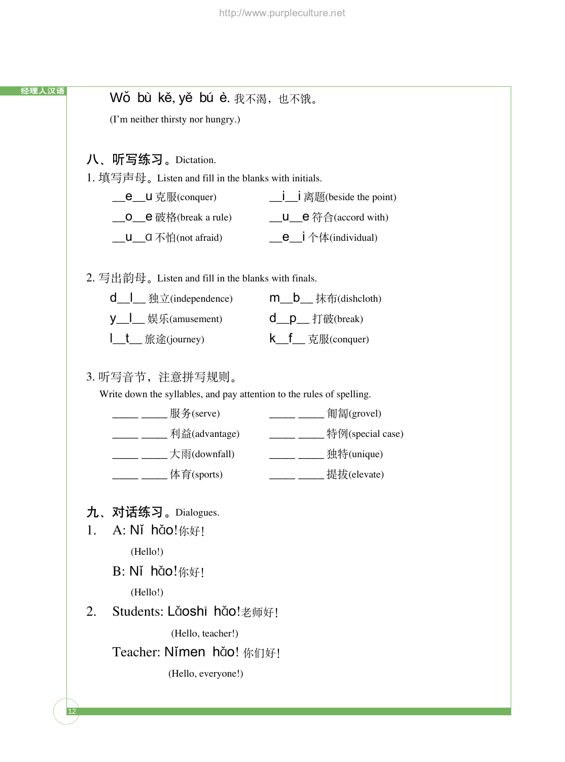Wǒ bù kě, yě bú è. 我不渴，也不饿。

(I'm neither thirsty nor hungry.)

## 八、听写练习。Dictation.

1. 填写声母。Listen and fill in the blanks with initials.

__e__u 克服(conquer)　　　　__i__i 离题(beside the point)

__o__e 破格(break a rule)　　　　__u__e 符合(accord with)

__u__a 不怕(not afraid)　　　　__e__i 个体(individual)

2. 写出韵母。Listen and fill in the blanks with finals.

d__l__ 独立(independence)　　　　m__b__ 抹布(dishcloth)

y__l__ 娱乐(amusement)　　　　d__p__ 打破(break)

l__t__ 旅途(journey)　　　　k__f__ 克服(conquer)

3. 听写音节，注意拼写规则。

Write down the syllables, and pay attention to the rules of spelling.

_____ _____ 服务(serve)　　　　_____ _____ 匍匐(grovel)

_____ _____ 利益(advantage)　　　　_____ _____ 特例(special case)

_____ _____ 大雨(downfall)　　　　_____ _____ 独特(unique)

_____ _____ 体育(sports)　　　　_____ _____ 提拔(elevate)

## 九、对话练习。Dialogues.

1. A: Nǐ hǎo! 你好!

   (Hello!)

   B: Nǐ hǎo! 你好!

   (Hello!)

2. Students: Lǎoshī hǎo! 老师好!

   (Hello, teacher!)

   Teacher: Nǐmen hǎo! 你们好!

   (Hello, everyone!)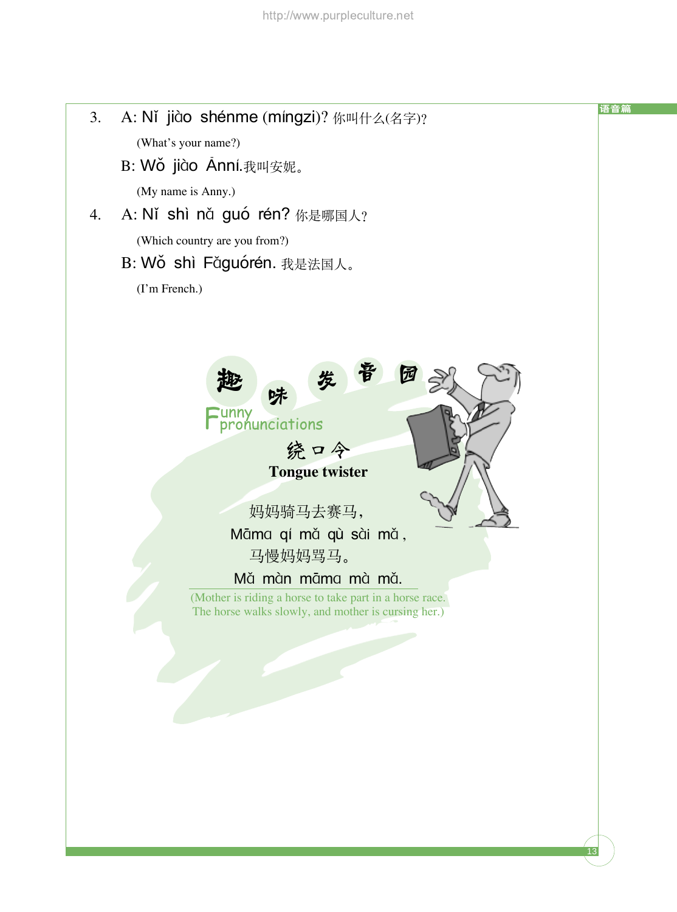3. A: Nǐ jiào shénme (míngzi)? 你叫什么(名字)?

   (What's your name?)

   B: Wǒ jiào Ānní.我叫安妮。

   (My name is Anny.)

4. A: Nǐ shì nǎ guó rén? 你是哪国人?

   (Which country are you from?)

   B: Wǒ shì Fǎguórén. 我是法国人。

   (I'm French.)

## 趣味发音园

## Funny pronunciations

### 绕口令

### Tongue twister

妈妈骑马去赛马,

Māma qí mǎ qù sài mǎ ,

马慢妈妈骂马。

Mǎ màn māma mà mǎ.

(Mother is riding a horse to take part in a horse race. The horse walks slowly, and mother is cursing her.)